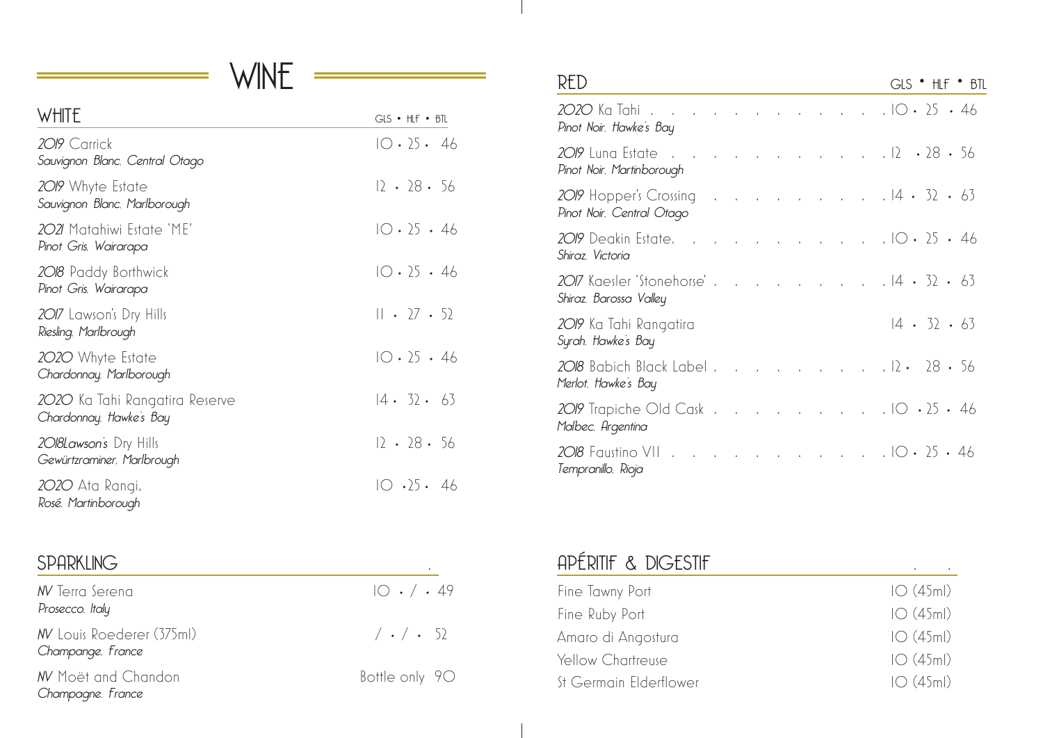# WINE

## WHITE

| | GLS • HLF • BTL |
|---|---|
| ***2019*** Carrick<br>*Sauvignon Blanc. Central Otago* | 10 • 25 • 46 |
| ***2019*** Whyte Estate<br>*Sauvignon Blanc. Marlborough* | 12 • 28 • 56 |
| ***2021*** Matahiwi Estate 'ME'<br>*Pinot Gris, Wairarapa* | 10 • 25 • 46 |
| ***2018*** Paddy Borthwick<br>*Pinot Gris, Wairarapa* | 10 • 25 • 46 |
| ***2017*** Lawson's Dry Hills<br>*Riesling, Marlbrough* | 11 • 27 • 52 |
| ***2020*** Whyte Estate<br>*Chardonnay. Marlborough* | 10 • 25 • 46 |
| ***2020*** Ka Tahi Rangatira Reserve<br>*Chardonnay. Hawke's Bay* | 14 • 32 • 63 |
| ***2018Lawson's*** Dry Hills<br>*Gewürztraminer. Marlbrough* | 12 • 28 • 56 |
| ***2020*** Ata Rangi,<br>*Rosé. Martinborough* | 10 •25 • 46 |

## SPARKLING

| | |
|---|---|
| ***NV*** Terra Serena<br>*Prosecco. Italy* | 10 • / • 49 |
| ***NV*** Louis Roederer (375ml)<br>*Champange. France* | / • / • 52 |
| ***NV*** Moët and Chandon<br>*Champagne. France* | Bottle only 90 |

## RED

| | GLS • HLF • BTL |
|---|---|
| ***2020*** Ka Tahi<br>*Pinot Noir. Hawke's Bay* | 10 • 25 • 46 |
| ***2019*** Luna Estate<br>*Pinot Noir. Martinborough* | 12 • 28 • 56 |
| ***2019*** Hopper's Crossing<br>*Pinot Noir. Central Otago* | 14 • 32 • 63 |
| ***2019*** Deakin Estate.<br>*Shiraz. Victoria* | 10 • 25 • 46 |
| ***2017*** Kaesler 'Stonehorse'<br>*Shiraz. Barossa Valley* | 14 • 32 • 63 |
| ***2019*** Ka Tahi Rangatira<br>*Syrah. Hawke's Bay* | 14 • 32 • 63 |
| ***2018*** Babich Black Label<br>*Merlot. Hawke's Bay* | 12 • 28 • 56 |
| ***2019*** Trapiche Old Cask<br>*Malbec. Argentina* | 10 • 25 • 46 |
| ***2018*** Faustino VII<br>*Tempranillo. Rioja* | 10 • 25 • 46 |

## APÉRITIF & DIGESTIF

| | |
|---|---|
| Fine Tawny Port | 10 (45ml) |
| Fine Ruby Port | 10 (45ml) |
| Amaro di Angostura | 10 (45ml) |
| Yellow Chartreuse | 10 (45ml) |
| St Germain Elderflower | 10 (45ml) |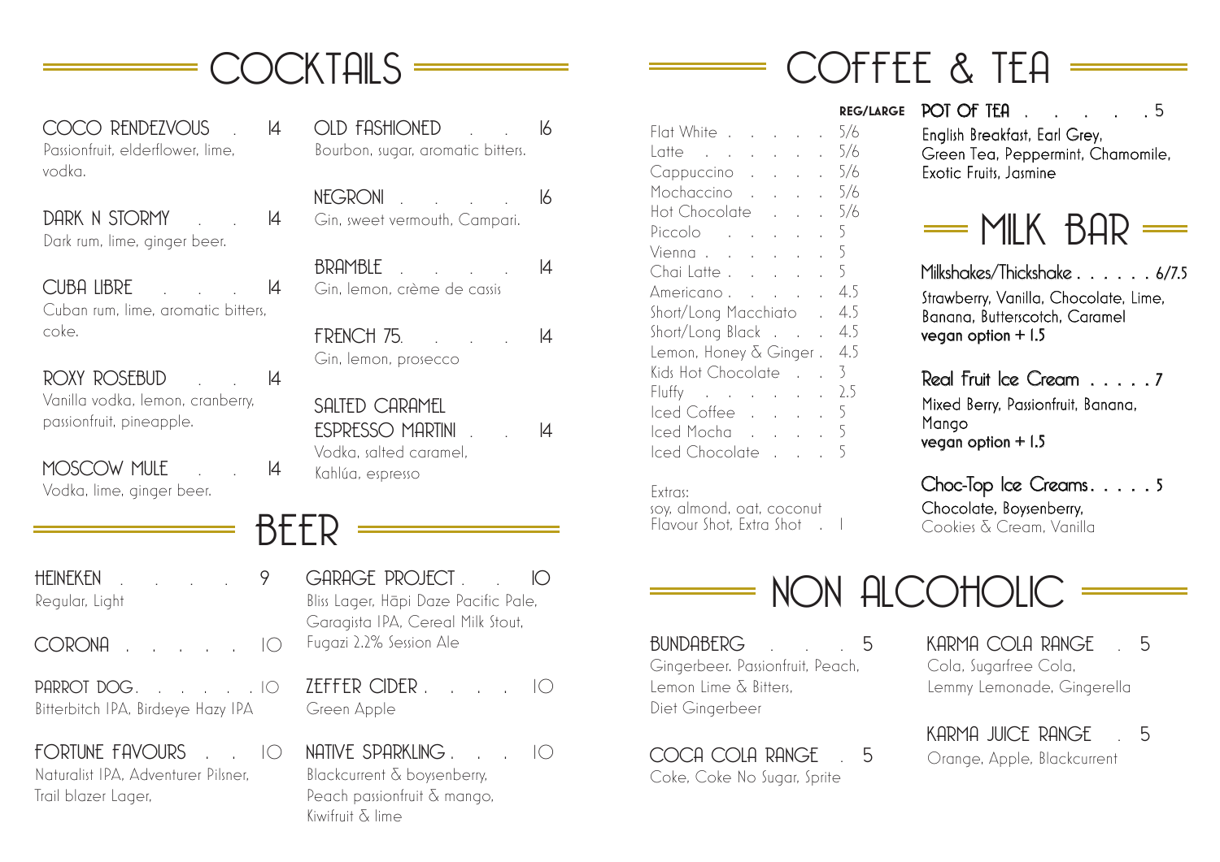# COCKTAILS

**COCO RENDEZVOUS** . 14
Passionfruit, elderflower, lime, vodka.

**DARK N STORMY** . . 14
Dark rum, lime, ginger beer.

**CUBA LIBRE** . . . . 14
Cuban rum, lime, aromatic bitters, coke.

**ROXY ROSEBUD** . . 14
Vanilla vodka, lemon, cranberry, passionfruit, pineapple.

**MOSCOW MULE** . . 14
Vodka, lime, ginger beer.

**OLD FASHIONED** . . 16
Bourbon, sugar, aromatic bitters.

**NEGRONI** . . . . . 16
Gin, sweet vermouth, Campari.

**BRAMBLE** . . . . . 14
Gin, lemon, crème de cassis

**FRENCH 75**. . . . . 14
Gin, lemon, prosecco

**SALTED CARAMEL ESPRESSO MARTINI** . . 14
Vodka, salted caramel, Kahlúa, espresso

# BEER

**HEINEKEN** . . . . . 9
Regular, Light

**CORONA** . . . . . . 10

**PARROT DOG**. . . . . . . 10
Bitterbitch IPA, Birdseye Hazy IPA

**FORTUNE FAVOURS** . . 10
Naturalist IPA, Adventurer Pilsner, Trail blazer Lager,

**GARAGE PROJECT** . . 10
Bliss Lager, Hāpi Daze Pacific Pale, Garagista IPA, Cereal Milk Stout, Fugazi 2.2% Session Ale

**ZEFFER CIDER** . . . . 10
Green Apple

**NATIVE SPARKLING** . . . 10
Blackcurrent & boysenberry, Peach passionfruit & mango, Kiwifruit & lime

# COFFEE & TEA

| | REG/LARGE |
|---|---|
| Flat White | 5/6 |
| Latte | 5/6 |
| Cappuccino | 5/6 |
| Mochaccino | 5/6 |
| Hot Chocolate | 5/6 |
| Piccolo | 5 |
| Vienna | 5 |
| Chai Latte | 5 |
| Americano | 4.5 |
| Short/Long Macchiato | 4.5 |
| Short/Long Black | 4.5 |
| Lemon, Honey & Ginger | 4.5 |
| Kids Hot Chocolate | 3 |
| Fluffy | 2.5 |
| Iced Coffee | 5 |
| Iced Mocha | 5 |
| Iced Chocolate | 5 |

Extras:
soy, almond, oat, coconut
Flavour Shot, Extra Shot . 1

**POT OF TEA** . . . . . 5
English Breakfast, Earl Grey, Green Tea, Peppermint, Chamomile, Exotic Fruits, Jasmine

# MILK BAR

**Milkshakes/Thickshake** . . . . . . 6/7.5
Strawberry, Vanilla, Chocolate, Lime, Banana, Butterscotch, Caramel
**vegan option + 1.5**

**Real Fruit Ice Cream** . . . . . 7
Mixed Berry, Passionfruit, Banana, Mango
**vegan option + 1.5**

**Choc-Top Ice Creams**. . . . . 5
Chocolate, Boysenberry, Cookies & Cream, Vanilla

# NON ALCOHOLIC

**BUNDABERG** . . . 5
Gingerbeer, Passionfruit, Peach, Lemon Lime & Bitters, Diet Gingerbeer

**COCA COLA RANGE** . 5
Coke, Coke No Sugar, Sprite

**KARMA COLA RANGE** . 5
Cola, Sugarfree Cola, Lemmy Lemonade, Gingerella

**KARMA JUICE RANGE** . 5
Orange, Apple, Blackcurrent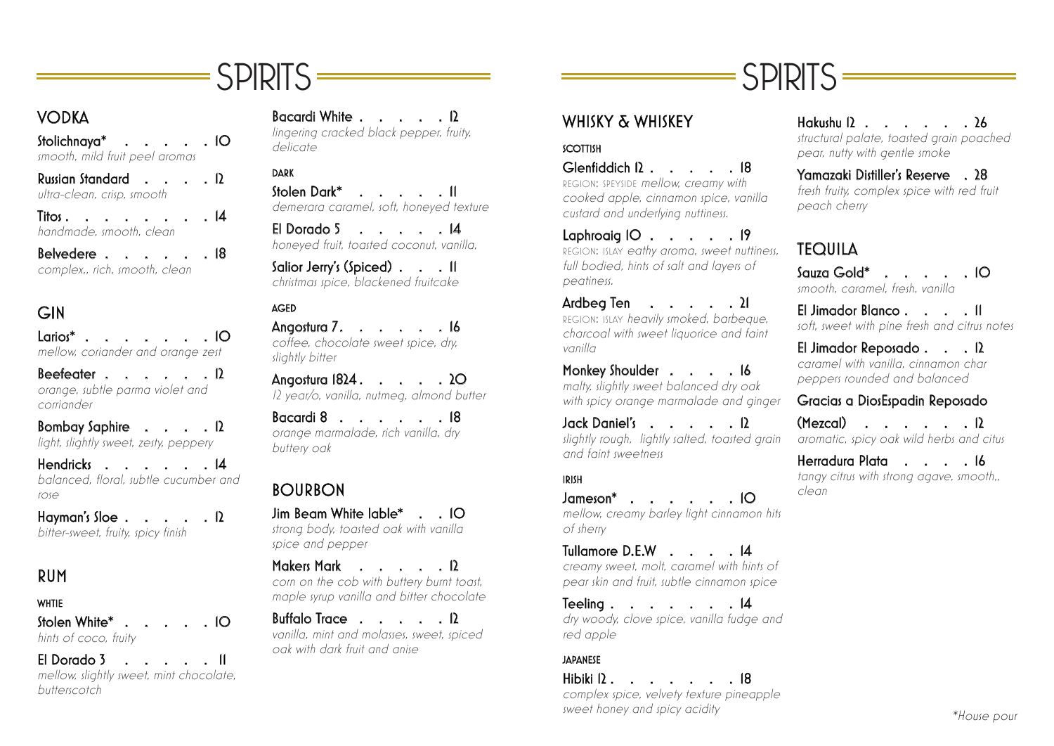# SPIRITS

## VODKA

**Stolichnaya\* . . . . . . 10**
*smooth, mild fruit peel aromas*

**Russian Standard . . . . 12**
*ultra-clean, crisp, smooth*

**Titos . . . . . . . . . 14**
*handmade, smooth, clean*

**Belvedere . . . . . . . 18**
*complex,, rich, smooth, clean*

## GIN

**Larios\* . . . . . . . . 10**
*mellow, coriander and orange zest*

**Beefeater . . . . . . . 12**
*orange, subtle parma violet and corriander*

**Bombay Saphire . . . . 12**
*light, slightly sweet, zesty, peppery*

**Hendricks . . . . . . . 14**
*balanced, floral, subtle cucumber and rose*

**Hayman's Sloe . . . . . 12**
*bitter-sweet, fruity, spicy finish*

## RUM

### WHTIE

**Stolen White\* . . . . . . 10**
*hints of coco, fruity*

**El Dorado 3 . . . . . . 11**
*mellow, slightly sweet, mint chocolate, butterscotch*

**Bacardi White . . . . . . 12**
*lingering cracked black pepper, fruity, delicate*

### DARK

**Stolen Dark\* . . . . . . 11**
*demerara caramel, soft, honeyed texture*

**El Dorado 5 . . . . . . 14**
*honeyed fruit, toasted coconut, vanilla,*

**Salior Jerry's (Spiced) . . . 11**
*christmas spice, blackened fruitcake*

### AGED

**Angostura 7. . . . . . . 16**
*coffee, chocolate sweet spice, dry, slightly bitter*

**Angostura 1824 . . . . . 20**
*12 year/o, vanilla, nutmeg, almond butter*

**Bacardi 8 . . . . . . . 18**
*orange marmalade, rich vanilla, dry buttery oak*

## BOURBON

**Jim Beam White lable\* . . 10**
*strong body, toasted oak with vanilla spice and pepper*

**Makers Mark . . . . . . 12**
*corn on the cob with buttery burnt toast, maple syrup vanilla and bitter chocolate*

**Buffalo Trace . . . . . . 12**
*vanilla, mint and molasses, sweet, spiced oak with dark fruit and anise*

# SPIRITS

## WHISKY & WHISKEY

### SCOTTISH

**Glenfiddich 12 . . . . . . 18**
REGION: SPEYSIDE *mellow, creamy with cooked apple, cinnamon spice, vanilla custard and underlying nuttiness.*

**Laphroaig 10 . . . . . . 19**
REGION: ISLAY *eathy aroma, sweet nuttiness, full bodied, hints of salt and layers of peatiness.*

**Ardbeg Ten . . . . . . 21**
REGION: ISLAY *heavily smoked, barbeque, charcoal with sweet liquorice and faint vanilla*

**Monkey Shoulder . . . . . 16**
*malty, slightly sweet balanced dry oak with spicy orange marmalade and ginger*

**Jack Daniel's . . . . . . 12**
*slightly rough, lightly salted, toasted grain and faint sweetness*

### IRISH

**Jameson\* . . . . . . . 10**
*mellow, creamy barley light cinnamon hits of sherry*

**Tullamore D.E.W . . . . . 14**
*creamy sweet, molt, caramel with hints of pear skin and fruit, subtle cinnamon spice*

**Teeling . . . . . . . . 14**
*dry woody, clove spice, vanilla fudge and red apple*

### JAPANESE

**Hibiki 12 . . . . . . . . 18**
*complex spice, velvety texture pineapple sweet honey and spicy acidity*

**Hakushu 12 . . . . . . . 26**
*structural palate, toasted grain poached pear, nutty with gentle smoke*

**Yamazaki Distiller's Reserve . 28**
*fresh fruity, complex spice with red fruit peach cherry*

## TEQUILA

**Sauza Gold\* . . . . . . 10**
*smooth, caramel, fresh, vanilla*

**El Jimador Blanco . . . . 11**
*soft, sweet with pine fresh and citrus notes*

**El Jimador Reposado . . . 12**
*caramel with vanilla, cinnamon char peppers rounded and balanced*

**Gracias a DiosEspadin Reposado (Mezcal) . . . . . . . 12**
*aromatic, spicy oak wild herbs and citus*

**Herradura Plata . . . . . 16**
*tangy citrus with strong agave, smooth,, clean*

*\*House pour*